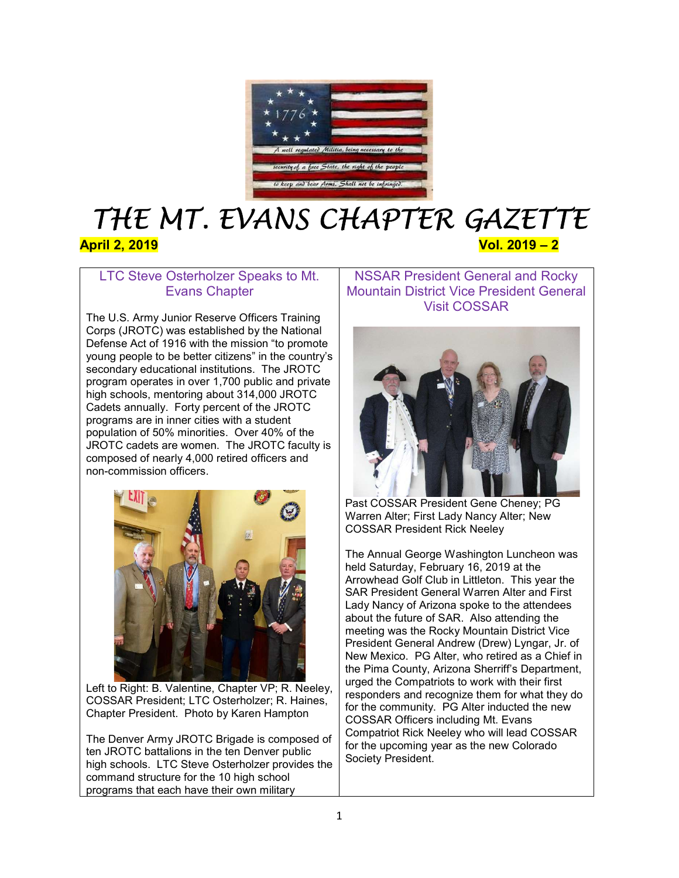# THE MT. EVANS CHAPTER GAZETTE

**April 2, 2019** **Vol. 2019 – 2**

## LTC Steve Osterholzer Speaks to Mt. Evans Chapter

The U.S. Army Junior Reserve Officers Training Corps (JROTC) was established by the National Defense Act of 1916 with the mission "to promote young people to be better citizens" in the country's secondary educational institutions. The JROTC program operates in over 1,700 public and private high schools, mentoring about 314,000 JROTC Cadets annually. Forty percent of the JROTC programs are in inner cities with a student population of 50% minorities. Over 40% of the JROTC cadets are women. The JROTC faculty is composed of nearly 4,000 retired officers and non-commission officers.

Left to Right: B. Valentine, Chapter VP; R. Neeley, COSSAR President; LTC Osterholzer; R. Haines, Chapter President. Photo by Karen Hampton

The Denver Army JROTC Brigade is composed of ten JROTC battalions in the ten Denver public high schools. LTC Steve Osterholzer provides the command structure for the 10 high school programs that each have their own military

## NSSAR President General and Rocky Mountain District Vice President General Visit COSSAR

Past COSSAR President Gene Cheney; PG Warren Alter; First Lady Nancy Alter; New COSSAR President Rick Neeley

The Annual George Washington Luncheon was held Saturday, February 16, 2019 at the Arrowhead Golf Club in Littleton. This year the SAR President General Warren Alter and First Lady Nancy of Arizona spoke to the attendees about the future of SAR. Also attending the meeting was the Rocky Mountain District Vice President General Andrew (Drew) Lyngar, Jr. of New Mexico. PG Alter, who retired as a Chief in the Pima County, Arizona Sherriff's Department, urged the Compatriots to work with their first responders and recognize them for what they do for the community. PG Alter inducted the new COSSAR Officers including Mt. Evans Compatriot Rick Neeley who will lead COSSAR for the upcoming year as the new Colorado Society President.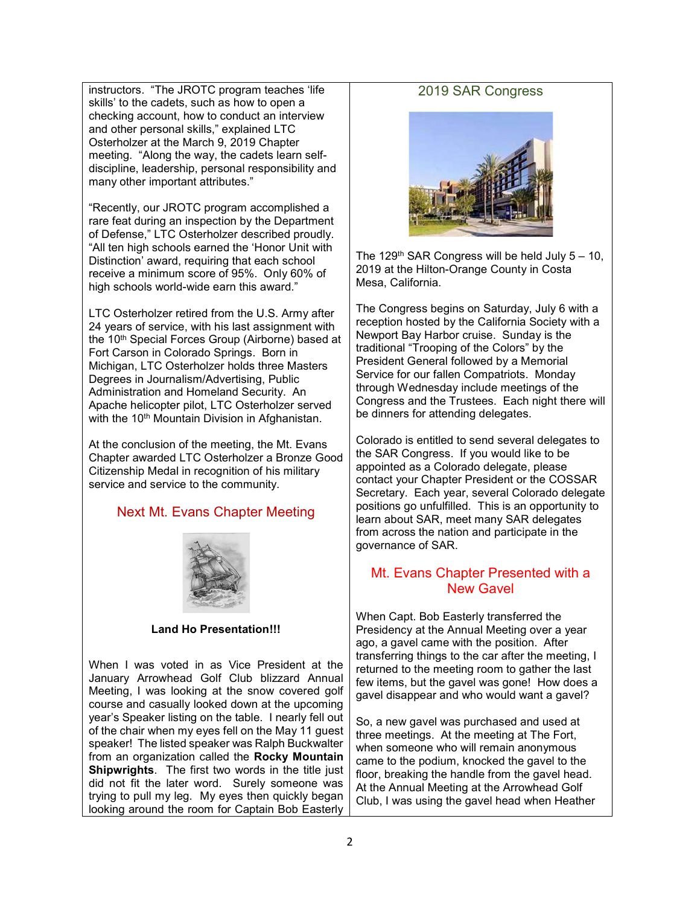instructors. "The JROTC program teaches 'life skills' to the cadets, such as how to open a checking account, how to conduct an interview and other personal skills," explained LTC Osterholzer at the March 9, 2019 Chapter meeting. "Along the way, the cadets learn self-discipline, leadership, personal responsibility and many other important attributes."

"Recently, our JROTC program accomplished a rare feat during an inspection by the Department of Defense," LTC Osterholzer described proudly. "All ten high schools earned the 'Honor Unit with Distinction' award, requiring that each school receive a minimum score of 95%. Only 60% of high schools world-wide earn this award."

LTC Osterholzer retired from the U.S. Army after 24 years of service, with his last assignment with the 10th Special Forces Group (Airborne) based at Fort Carson in Colorado Springs. Born in Michigan, LTC Osterholzer holds three Masters Degrees in Journalism/Advertising, Public Administration and Homeland Security. An Apache helicopter pilot, LTC Osterholzer served with the 10th Mountain Division in Afghanistan.

At the conclusion of the meeting, the Mt. Evans Chapter awarded LTC Osterholzer a Bronze Good Citizenship Medal in recognition of his military service and service to the community.

## Next Mt. Evans Chapter Meeting

**Land Ho Presentation!!!**

When I was voted in as Vice President at the January Arrowhead Golf Club blizzard Annual Meeting, I was looking at the snow covered golf course and casually looked down at the upcoming year's Speaker listing on the table. I nearly fell out of the chair when my eyes fell on the May 11 guest speaker! The listed speaker was Ralph Buckwalter from an organization called the **Rocky Mountain Shipwrights**. The first two words in the title just did not fit the later word. Surely someone was trying to pull my leg. My eyes then quickly began looking around the room for Captain Bob Easterly

## 2019 SAR Congress

The 129th SAR Congress will be held July 5 – 10, 2019 at the Hilton-Orange County in Costa Mesa, California.

The Congress begins on Saturday, July 6 with a reception hosted by the California Society with a Newport Bay Harbor cruise. Sunday is the traditional "Trooping of the Colors" by the President General followed by a Memorial Service for our fallen Compatriots. Monday through Wednesday include meetings of the Congress and the Trustees. Each night there will be dinners for attending delegates.

Colorado is entitled to send several delegates to the SAR Congress. If you would like to be appointed as a Colorado delegate, please contact your Chapter President or the COSSAR Secretary. Each year, several Colorado delegate positions go unfulfilled. This is an opportunity to learn about SAR, meet many SAR delegates from across the nation and participate in the governance of SAR.

## Mt. Evans Chapter Presented with a New Gavel

When Capt. Bob Easterly transferred the Presidency at the Annual Meeting over a year ago, a gavel came with the position. After transferring things to the car after the meeting, I returned to the meeting room to gather the last few items, but the gavel was gone! How does a gavel disappear and who would want a gavel?

So, a new gavel was purchased and used at three meetings. At the meeting at The Fort, when someone who will remain anonymous came to the podium, knocked the gavel to the floor, breaking the handle from the gavel head. At the Annual Meeting at the Arrowhead Golf Club, I was using the gavel head when Heather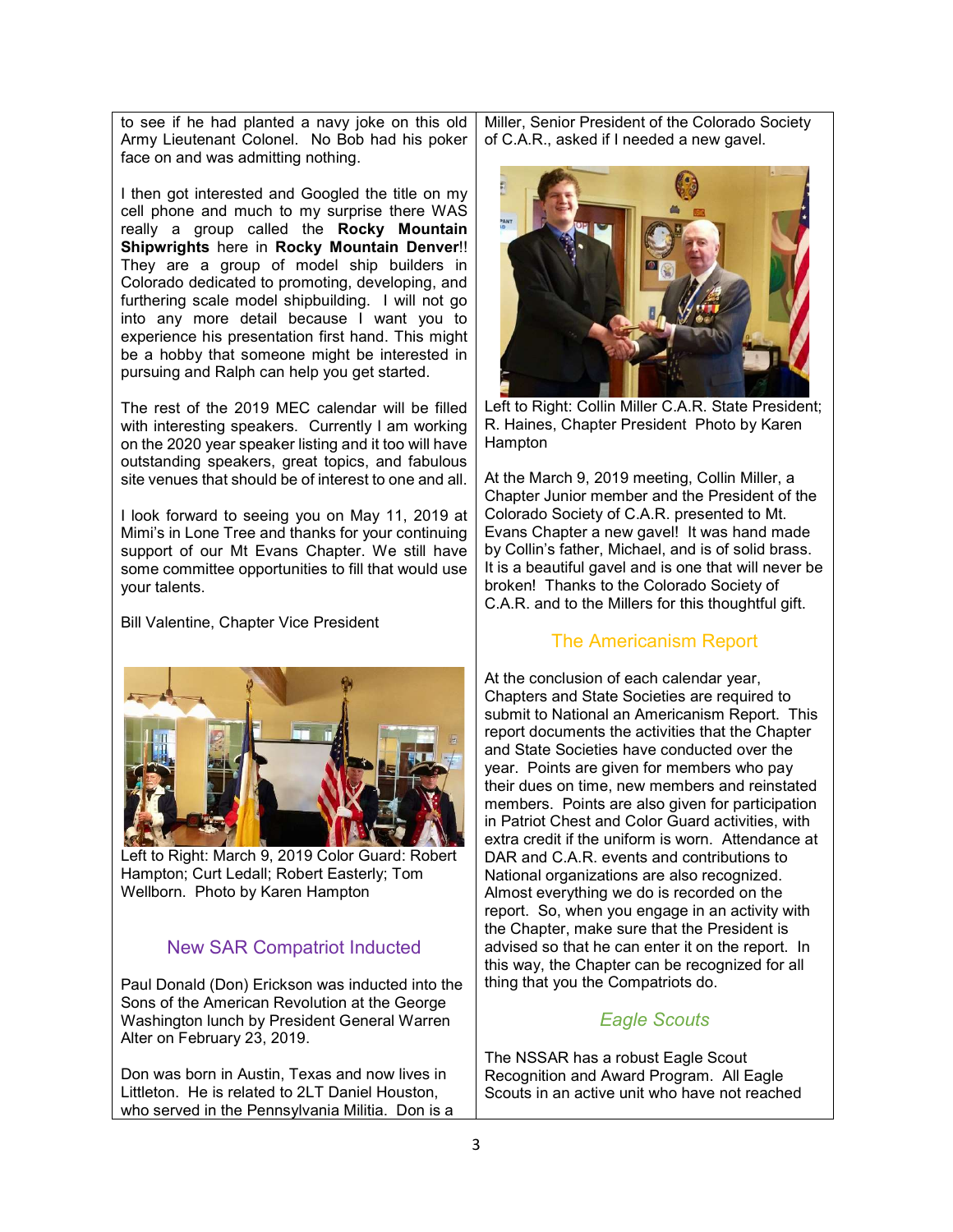to see if he had planted a navy joke on this old Army Lieutenant Colonel. No Bob had his poker face on and was admitting nothing.

I then got interested and Googled the title on my cell phone and much to my surprise there WAS really a group called the **Rocky Mountain Shipwrights** here in **Rocky Mountain Denver**!! They are a group of model ship builders in Colorado dedicated to promoting, developing, and furthering scale model shipbuilding. I will not go into any more detail because I want you to experience his presentation first hand. This might be a hobby that someone might be interested in pursuing and Ralph can help you get started.

The rest of the 2019 MEC calendar will be filled with interesting speakers. Currently I am working on the 2020 year speaker listing and it too will have outstanding speakers, great topics, and fabulous site venues that should be of interest to one and all.

I look forward to seeing you on May 11, 2019 at Mimi's in Lone Tree and thanks for your continuing support of our Mt Evans Chapter. We still have some committee opportunities to fill that would use your talents.

Bill Valentine, Chapter Vice President

Left to Right: March 9, 2019 Color Guard: Robert Hampton; Curt Ledall; Robert Easterly; Tom Wellborn. Photo by Karen Hampton

## New SAR Compatriot Inducted

Paul Donald (Don) Erickson was inducted into the Sons of the American Revolution at the George Washington lunch by President General Warren Alter on February 23, 2019.

Don was born in Austin, Texas and now lives in Littleton. He is related to 2LT Daniel Houston, who served in the Pennsylvania Militia. Don is a

Miller, Senior President of the Colorado Society of C.A.R., asked if I needed a new gavel.

Left to Right: Collin Miller C.A.R. State President; R. Haines, Chapter President Photo by Karen Hampton

At the March 9, 2019 meeting, Collin Miller, a Chapter Junior member and the President of the Colorado Society of C.A.R. presented to Mt. Evans Chapter a new gavel! It was hand made by Collin's father, Michael, and is of solid brass. It is a beautiful gavel and is one that will never be broken! Thanks to the Colorado Society of C.A.R. and to the Millers for this thoughtful gift.

## The Americanism Report

At the conclusion of each calendar year, Chapters and State Societies are required to submit to National an Americanism Report. This report documents the activities that the Chapter and State Societies have conducted over the year. Points are given for members who pay their dues on time, new members and reinstated members. Points are also given for participation in Patriot Chest and Color Guard activities, with extra credit if the uniform is worn. Attendance at DAR and C.A.R. events and contributions to National organizations are also recognized. Almost everything we do is recorded on the report. So, when you engage in an activity with the Chapter, make sure that the President is advised so that he can enter it on the report. In this way, the Chapter can be recognized for all thing that you the Compatriots do.

## *Eagle Scouts*

The NSSAR has a robust Eagle Scout Recognition and Award Program. All Eagle Scouts in an active unit who have not reached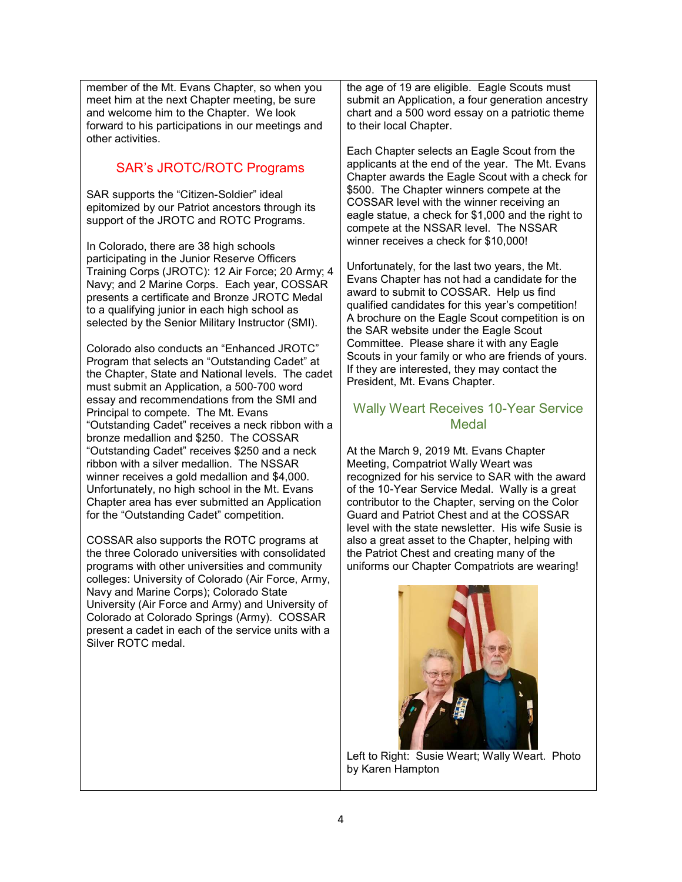member of the Mt. Evans Chapter, so when you meet him at the next Chapter meeting, be sure and welcome him to the Chapter. We look forward to his participations in our meetings and other activities.

## SAR's JROTC/ROTC Programs

SAR supports the "Citizen-Soldier" ideal epitomized by our Patriot ancestors through its support of the JROTC and ROTC Programs.

In Colorado, there are 38 high schools participating in the Junior Reserve Officers Training Corps (JROTC): 12 Air Force; 20 Army; 4 Navy; and 2 Marine Corps. Each year, COSSAR presents a certificate and Bronze JROTC Medal to a qualifying junior in each high school as selected by the Senior Military Instructor (SMI).

Colorado also conducts an "Enhanced JROTC" Program that selects an "Outstanding Cadet" at the Chapter, State and National levels. The cadet must submit an Application, a 500-700 word essay and recommendations from the SMI and Principal to compete. The Mt. Evans "Outstanding Cadet" receives a neck ribbon with a bronze medallion and $250. The COSSAR "Outstanding Cadet" receives $250 and a neck ribbon with a silver medallion. The NSSAR winner receives a gold medallion and $4,000. Unfortunately, no high school in the Mt. Evans Chapter area has ever submitted an Application for the "Outstanding Cadet" competition.

COSSAR also supports the ROTC programs at the three Colorado universities with consolidated programs with other universities and community colleges: University of Colorado (Air Force, Army, Navy and Marine Corps); Colorado State University (Air Force and Army) and University of Colorado at Colorado Springs (Army). COSSAR present a cadet in each of the service units with a Silver ROTC medal.

the age of 19 are eligible. Eagle Scouts must submit an Application, a four generation ancestry chart and a 500 word essay on a patriotic theme to their local Chapter.

Each Chapter selects an Eagle Scout from the applicants at the end of the year. The Mt. Evans Chapter awards the Eagle Scout with a check for $500. The Chapter winners compete at the COSSAR level with the winner receiving an eagle statue, a check for $1,000 and the right to compete at the NSSAR level. The NSSAR winner receives a check for $10,000!

Unfortunately, for the last two years, the Mt. Evans Chapter has not had a candidate for the award to submit to COSSAR. Help us find qualified candidates for this year's competition! A brochure on the Eagle Scout competition is on the SAR website under the Eagle Scout Committee. Please share it with any Eagle Scouts in your family or who are friends of yours. If they are interested, they may contact the President, Mt. Evans Chapter.

## Wally Weart Receives 10-Year Service Medal

At the March 9, 2019 Mt. Evans Chapter Meeting, Compatriot Wally Weart was recognized for his service to SAR with the award of the 10-Year Service Medal. Wally is a great contributor to the Chapter, serving on the Color Guard and Patriot Chest and at the COSSAR level with the state newsletter. His wife Susie is also a great asset to the Chapter, helping with the Patriot Chest and creating many of the uniforms our Chapter Compatriots are wearing!

Left to Right: Susie Weart; Wally Weart. Photo by Karen Hampton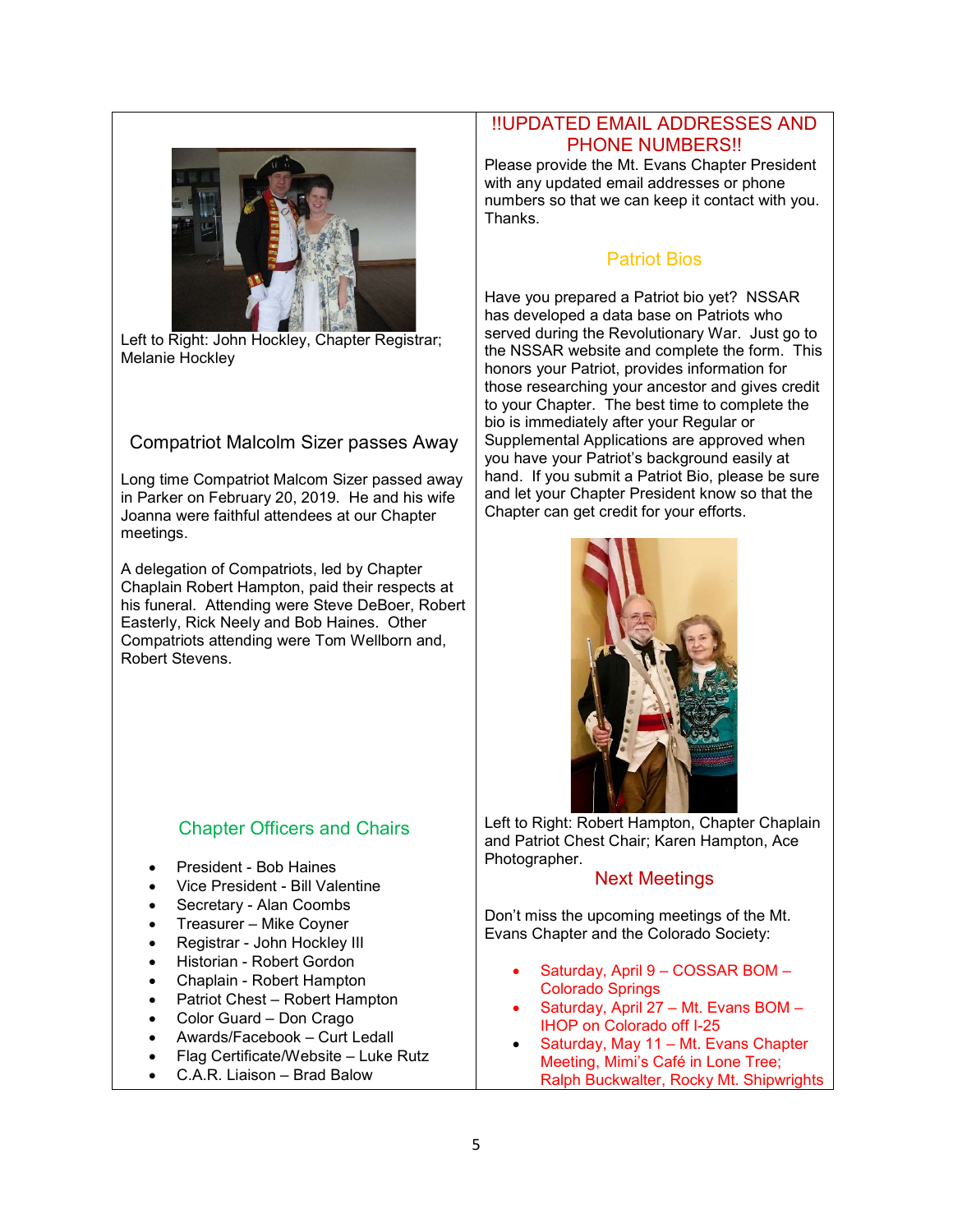Left to Right: John Hockley, Chapter Registrar; Melanie Hockley

## Compatriot Malcolm Sizer passes Away

Long time Compatriot Malcom Sizer passed away in Parker on February 20, 2019. He and his wife Joanna were faithful attendees at our Chapter meetings.

A delegation of Compatriots, led by Chapter Chaplain Robert Hampton, paid their respects at his funeral. Attending were Steve DeBoer, Robert Easterly, Rick Neely and Bob Haines. Other Compatriots attending were Tom Wellborn and, Robert Stevens.

## Chapter Officers and Chairs

- President - Bob Haines
- Vice President - Bill Valentine
- Secretary - Alan Coombs
- Treasurer – Mike Coyner
- Registrar - John Hockley III
- Historian - Robert Gordon
- Chaplain - Robert Hampton
- Patriot Chest – Robert Hampton
- Color Guard – Don Crago
- Awards/Facebook – Curt Ledall
- Flag Certificate/Website – Luke Rutz
- C.A.R. Liaison – Brad Balow

## !!UPDATED EMAIL ADDRESSES AND PHONE NUMBERS!!

Please provide the Mt. Evans Chapter President with any updated email addresses or phone numbers so that we can keep it contact with you. Thanks.

## Patriot Bios

Have you prepared a Patriot bio yet? NSSAR has developed a data base on Patriots who served during the Revolutionary War. Just go to the NSSAR website and complete the form. This honors your Patriot, provides information for those researching your ancestor and gives credit to your Chapter. The best time to complete the bio is immediately after your Regular or Supplemental Applications are approved when you have your Patriot's background easily at hand. If you submit a Patriot Bio, please be sure and let your Chapter President know so that the Chapter can get credit for your efforts.

Left to Right: Robert Hampton, Chapter Chaplain and Patriot Chest Chair; Karen Hampton, Ace Photographer.

## Next Meetings

Don't miss the upcoming meetings of the Mt. Evans Chapter and the Colorado Society:

- Saturday, April 9 – COSSAR BOM – Colorado Springs
- Saturday, April 27 – Mt. Evans BOM – IHOP on Colorado off I-25
- Saturday, May 11 – Mt. Evans Chapter Meeting, Mimi's Café in Lone Tree; Ralph Buckwalter, Rocky Mt. Shipwrights